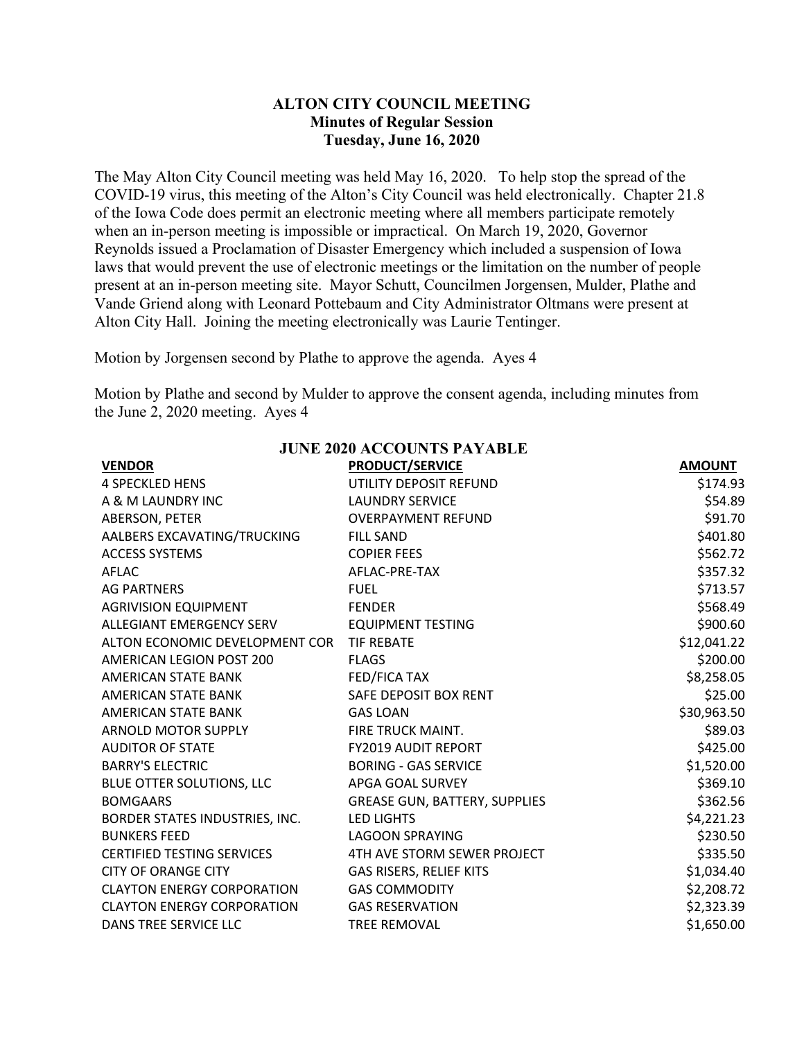**ALTON CITY COUNCIL MEETING**
**Minutes of Regular Session**
**Tuesday, June 16, 2020**

The May Alton City Council meeting was held May 16, 2020. To help stop the spread of the COVID-19 virus, this meeting of the Alton's City Council was held electronically. Chapter 21.8 of the Iowa Code does permit an electronic meeting where all members participate remotely when an in-person meeting is impossible or impractical. On March 19, 2020, Governor Reynolds issued a Proclamation of Disaster Emergency which included a suspension of Iowa laws that would prevent the use of electronic meetings or the limitation on the number of people present at an in-person meeting site. Mayor Schutt, Councilmen Jorgensen, Mulder, Plathe and Vande Griend along with Leonard Pottebaum and City Administrator Oltmans were present at Alton City Hall. Joining the meeting electronically was Laurie Tentinger.

Motion by Jorgensen second by Plathe to approve the agenda. Ayes 4

Motion by Plathe and second by Mulder to approve the consent agenda, including minutes from the June 2, 2020 meeting. Ayes 4

**JUNE 2020 ACCOUNTS PAYABLE**

| VENDOR | PRODUCT/SERVICE | AMOUNT |
|---|---|---|
| 4 SPECKLED HENS | UTILITY DEPOSIT REFUND | $174.93 |
| A & M LAUNDRY INC | LAUNDRY SERVICE | $54.89 |
| ABERSON, PETER | OVERPAYMENT REFUND | $91.70 |
| AALBERS EXCAVATING/TRUCKING | FILL SAND | $401.80 |
| ACCESS SYSTEMS | COPIER FEES | $562.72 |
| AFLAC | AFLAC-PRE-TAX | $357.32 |
| AG PARTNERS | FUEL | $713.57 |
| AGRIVISION EQUIPMENT | FENDER | $568.49 |
| ALLEGIANT EMERGENCY SERV | EQUIPMENT TESTING | $900.60 |
| ALTON ECONOMIC DEVELOPMENT COR | TIF REBATE | $12,041.22 |
| AMERICAN LEGION POST 200 | FLAGS | $200.00 |
| AMERICAN STATE BANK | FED/FICA TAX | $8,258.05 |
| AMERICAN STATE BANK | SAFE DEPOSIT BOX RENT | $25.00 |
| AMERICAN STATE BANK | GAS LOAN | $30,963.50 |
| ARNOLD MOTOR SUPPLY | FIRE TRUCK MAINT. | $89.03 |
| AUDITOR OF STATE | FY2019 AUDIT REPORT | $425.00 |
| BARRY'S ELECTRIC | BORING - GAS SERVICE | $1,520.00 |
| BLUE OTTER SOLUTIONS, LLC | APGA GOAL SURVEY | $369.10 |
| BOMGAARS | GREASE GUN, BATTERY, SUPPLIES | $362.56 |
| BORDER STATES INDUSTRIES, INC. | LED LIGHTS | $4,221.23 |
| BUNKERS FEED | LAGOON SPRAYING | $230.50 |
| CERTIFIED TESTING SERVICES | 4TH AVE STORM SEWER PROJECT | $335.50 |
| CITY OF ORANGE CITY | GAS RISERS, RELIEF KITS | $1,034.40 |
| CLAYTON ENERGY CORPORATION | GAS COMMODITY | $2,208.72 |
| CLAYTON ENERGY CORPORATION | GAS RESERVATION | $2,323.39 |
| DANS TREE SERVICE LLC | TREE REMOVAL | $1,650.00 |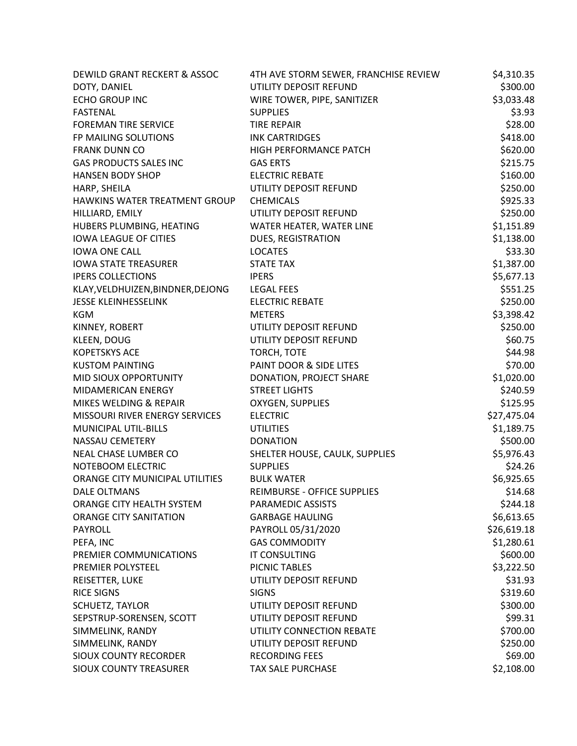| | | |
|---|---|---|
| DEWILD GRANT RECKERT & ASSOC | 4TH AVE STORM SEWER, FRANCHISE REVIEW | $4,310.35 |
| DOTY, DANIEL | UTILITY DEPOSIT REFUND | $300.00 |
| ECHO GROUP INC | WIRE TOWER, PIPE, SANITIZER | $3,033.48 |
| FASTENAL | SUPPLIES | $3.93 |
| FOREMAN TIRE SERVICE | TIRE REPAIR | $28.00 |
| FP MAILING SOLUTIONS | INK CARTRIDGES | $418.00 |
| FRANK DUNN CO | HIGH PERFORMANCE PATCH | $620.00 |
| GAS PRODUCTS SALES INC | GAS ERTS | $215.75 |
| HANSEN BODY SHOP | ELECTRIC REBATE | $160.00 |
| HARP, SHEILA | UTILITY DEPOSIT REFUND | $250.00 |
| HAWKINS WATER TREATMENT GROUP | CHEMICALS | $925.33 |
| HILLIARD, EMILY | UTILITY DEPOSIT REFUND | $250.00 |
| HUBERS PLUMBING, HEATING | WATER HEATER, WATER LINE | $1,151.89 |
| IOWA LEAGUE OF CITIES | DUES, REGISTRATION | $1,138.00 |
| IOWA ONE CALL | LOCATES | $33.30 |
| IOWA STATE TREASURER | STATE TAX | $1,387.00 |
| IPERS COLLECTIONS | IPERS | $5,677.13 |
| KLAY,VELDHUIZEN,BINDNER,DEJONG | LEGAL FEES | $551.25 |
| JESSE KLEINHESSELINK | ELECTRIC REBATE | $250.00 |
| KGM | METERS | $3,398.42 |
| KINNEY, ROBERT | UTILITY DEPOSIT REFUND | $250.00 |
| KLEEN, DOUG | UTILITY DEPOSIT REFUND | $60.75 |
| KOPETSKYS ACE | TORCH, TOTE | $44.98 |
| KUSTOM PAINTING | PAINT DOOR & SIDE LITES | $70.00 |
| MID SIOUX OPPORTUNITY | DONATION, PROJECT SHARE | $1,020.00 |
| MIDAMERICAN ENERGY | STREET LIGHTS | $240.59 |
| MIKES WELDING & REPAIR | OXYGEN, SUPPLIES | $125.95 |
| MISSOURI RIVER ENERGY SERVICES | ELECTRIC | $27,475.04 |
| MUNICIPAL UTIL-BILLS | UTILITIES | $1,189.75 |
| NASSAU CEMETERY | DONATION | $500.00 |
| NEAL CHASE LUMBER CO | SHELTER HOUSE, CAULK, SUPPLIES | $5,976.43 |
| NOTEBOOM ELECTRIC | SUPPLIES | $24.26 |
| ORANGE CITY MUNICIPAL UTILITIES | BULK WATER | $6,925.65 |
| DALE OLTMANS | REIMBURSE - OFFICE SUPPLIES | $14.68 |
| ORANGE CITY HEALTH SYSTEM | PARAMEDIC ASSISTS | $244.18 |
| ORANGE CITY SANITATION | GARBAGE HAULING | $6,613.65 |
| PAYROLL | PAYROLL 05/31/2020 | $26,619.18 |
| PEFA, INC | GAS COMMODITY | $1,280.61 |
| PREMIER COMMUNICATIONS | IT CONSULTING | $600.00 |
| PREMIER POLYSTEEL | PICNIC TABLES | $3,222.50 |
| REISETTER, LUKE | UTILITY DEPOSIT REFUND | $31.93 |
| RICE SIGNS | SIGNS | $319.60 |
| SCHUETZ, TAYLOR | UTILITY DEPOSIT REFUND | $300.00 |
| SEPSTRUP-SORENSEN, SCOTT | UTILITY DEPOSIT REFUND | $99.31 |
| SIMMELINK, RANDY | UTILITY CONNECTION REBATE | $700.00 |
| SIMMELINK, RANDY | UTILITY DEPOSIT REFUND | $250.00 |
| SIOUX COUNTY RECORDER | RECORDING FEES | $69.00 |
| SIOUX COUNTY TREASURER | TAX SALE PURCHASE | $2,108.00 |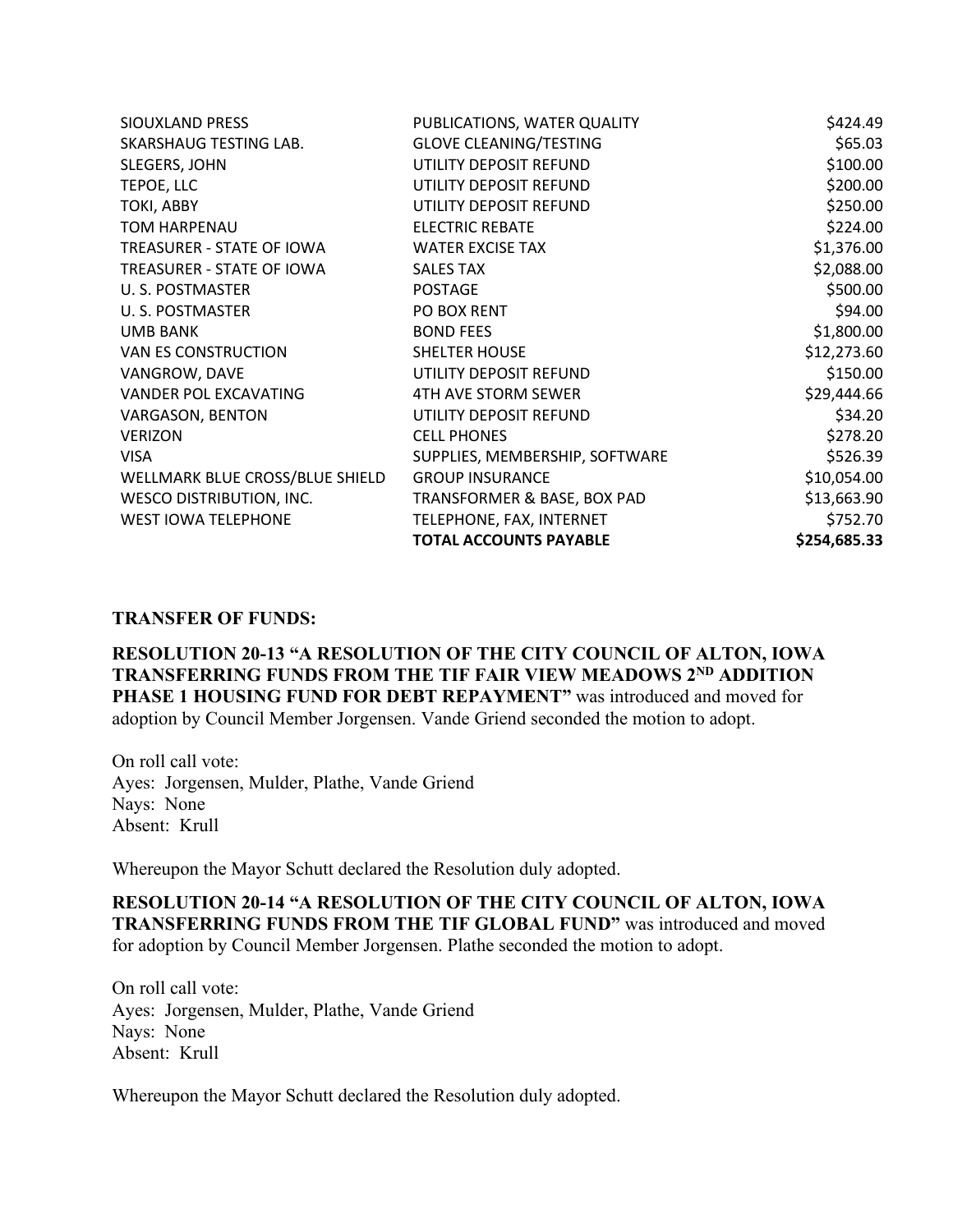| | | |
|---|---|---|
| SIOUXLAND PRESS | PUBLICATIONS, WATER QUALITY | $424.49 |
| SKARSHAUG TESTING LAB. | GLOVE CLEANING/TESTING | $65.03 |
| SLEGERS, JOHN | UTILITY DEPOSIT REFUND | $100.00 |
| TEPOE, LLC | UTILITY DEPOSIT REFUND | $200.00 |
| TOKI, ABBY | UTILITY DEPOSIT REFUND | $250.00 |
| TOM HARPENAU | ELECTRIC REBATE | $224.00 |
| TREASURER - STATE OF IOWA | WATER EXCISE TAX | $1,376.00 |
| TREASURER - STATE OF IOWA | SALES TAX | $2,088.00 |
| U. S. POSTMASTER | POSTAGE | $500.00 |
| U. S. POSTMASTER | PO BOX RENT | $94.00 |
| UMB BANK | BOND FEES | $1,800.00 |
| VAN ES CONSTRUCTION | SHELTER HOUSE | $12,273.60 |
| VANGROW, DAVE | UTILITY DEPOSIT REFUND | $150.00 |
| VANDER POL EXCAVATING | 4TH AVE STORM SEWER | $29,444.66 |
| VARGASON, BENTON | UTILITY DEPOSIT REFUND | $34.20 |
| VERIZON | CELL PHONES | $278.20 |
| VISA | SUPPLIES, MEMBERSHIP, SOFTWARE | $526.39 |
| WELLMARK BLUE CROSS/BLUE SHIELD | GROUP INSURANCE | $10,054.00 |
| WESCO DISTRIBUTION, INC. | TRANSFORMER & BASE, BOX PAD | $13,663.90 |
| WEST IOWA TELEPHONE | TELEPHONE, FAX, INTERNET | $752.70 |
| | **TOTAL ACCOUNTS PAYABLE** | **$254,685.33** |

**TRANSFER OF FUNDS:**

**RESOLUTION 20-13 "A RESOLUTION OF THE CITY COUNCIL OF ALTON, IOWA TRANSFERRING FUNDS FROM THE TIF FAIR VIEW MEADOWS 2ND ADDITION PHASE 1 HOUSING FUND FOR DEBT REPAYMENT"** was introduced and moved for adoption by Council Member Jorgensen. Vande Griend seconded the motion to adopt.

On roll call vote:
Ayes: Jorgensen, Mulder, Plathe, Vande Griend
Nays: None
Absent: Krull

Whereupon the Mayor Schutt declared the Resolution duly adopted.

**RESOLUTION 20-14 "A RESOLUTION OF THE CITY COUNCIL OF ALTON, IOWA TRANSFERRING FUNDS FROM THE TIF GLOBAL FUND"** was introduced and moved for adoption by Council Member Jorgensen. Plathe seconded the motion to adopt.

On roll call vote:
Ayes: Jorgensen, Mulder, Plathe, Vande Griend
Nays: None
Absent: Krull

Whereupon the Mayor Schutt declared the Resolution duly adopted.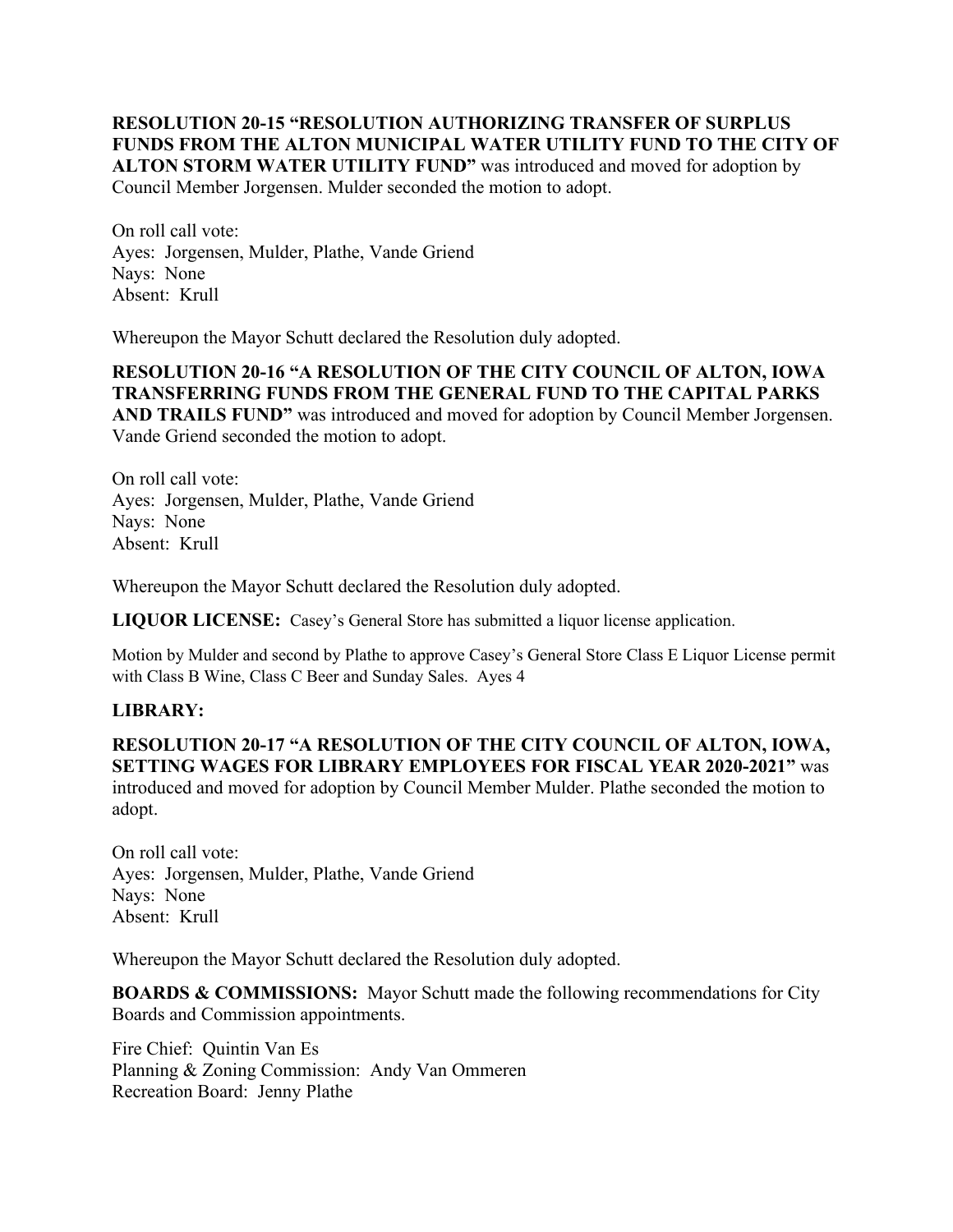**RESOLUTION 20-15 "RESOLUTION AUTHORIZING TRANSFER OF SURPLUS FUNDS FROM THE ALTON MUNICIPAL WATER UTILITY FUND TO THE CITY OF ALTON STORM WATER UTILITY FUND"** was introduced and moved for adoption by Council Member Jorgensen. Mulder seconded the motion to adopt.

On roll call vote:
Ayes: Jorgensen, Mulder, Plathe, Vande Griend
Nays: None
Absent: Krull

Whereupon the Mayor Schutt declared the Resolution duly adopted.

**RESOLUTION 20-16 "A RESOLUTION OF THE CITY COUNCIL OF ALTON, IOWA TRANSFERRING FUNDS FROM THE GENERAL FUND TO THE CAPITAL PARKS AND TRAILS FUND"** was introduced and moved for adoption by Council Member Jorgensen. Vande Griend seconded the motion to adopt.

On roll call vote:
Ayes: Jorgensen, Mulder, Plathe, Vande Griend
Nays: None
Absent: Krull

Whereupon the Mayor Schutt declared the Resolution duly adopted.

**LIQUOR LICENSE:** Casey's General Store has submitted a liquor license application.

Motion by Mulder and second by Plathe to approve Casey's General Store Class E Liquor License permit with Class B Wine, Class C Beer and Sunday Sales. Ayes 4

**LIBRARY:**

**RESOLUTION 20-17 "A RESOLUTION OF THE CITY COUNCIL OF ALTON, IOWA, SETTING WAGES FOR LIBRARY EMPLOYEES FOR FISCAL YEAR 2020-2021"** was introduced and moved for adoption by Council Member Mulder. Plathe seconded the motion to adopt.

On roll call vote:
Ayes: Jorgensen, Mulder, Plathe, Vande Griend
Nays: None
Absent: Krull

Whereupon the Mayor Schutt declared the Resolution duly adopted.

**BOARDS & COMMISSIONS:** Mayor Schutt made the following recommendations for City Boards and Commission appointments.

Fire Chief: Quintin Van Es
Planning & Zoning Commission: Andy Van Ommeren
Recreation Board: Jenny Plathe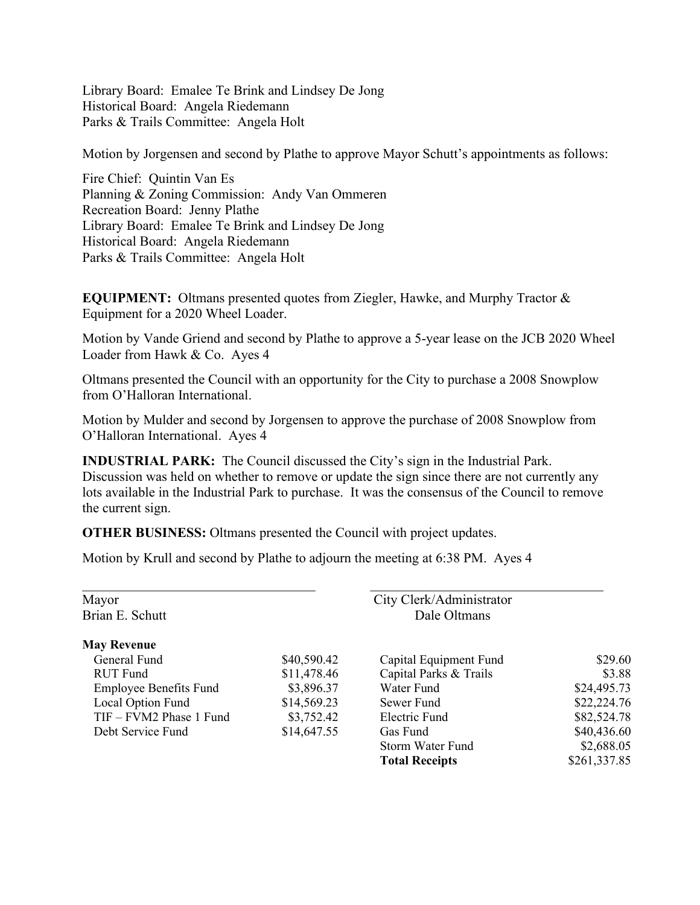Library Board: Emalee Te Brink and Lindsey De Jong
Historical Board: Angela Riedemann
Parks & Trails Committee: Angela Holt

Motion by Jorgensen and second by Plathe to approve Mayor Schutt's appointments as follows:

Fire Chief: Quintin Van Es
Planning & Zoning Commission: Andy Van Ommeren
Recreation Board: Jenny Plathe
Library Board: Emalee Te Brink and Lindsey De Jong
Historical Board: Angela Riedemann
Parks & Trails Committee: Angela Holt

**EQUIPMENT:** Oltmans presented quotes from Ziegler, Hawke, and Murphy Tractor & Equipment for a 2020 Wheel Loader.

Motion by Vande Griend and second by Plathe to approve a 5-year lease on the JCB 2020 Wheel Loader from Hawk & Co. Ayes 4

Oltmans presented the Council with an opportunity for the City to purchase a 2008 Snowplow from O'Halloran International.

Motion by Mulder and second by Jorgensen to approve the purchase of 2008 Snowplow from O'Halloran International. Ayes 4

**INDUSTRIAL PARK:** The Council discussed the City's sign in the Industrial Park. Discussion was held on whether to remove or update the sign since there are not currently any lots available in the Industrial Park to purchase. It was the consensus of the Council to remove the current sign.

**OTHER BUSINESS:** Oltmans presented the Council with project updates.

Motion by Krull and second by Plathe to adjourn the meeting at 6:38 PM. Ayes 4

Mayor
Brian E. Schutt

City Clerk/Administrator
Dale Oltmans

**May Revenue**

| | | | |
|---|---|---|---|
| General Fund | $40,590.42 | Capital Equipment Fund | $29.60 |
| RUT Fund | $11,478.46 | Capital Parks & Trails | $3.88 |
| Employee Benefits Fund | $3,896.37 | Water Fund | $24,495.73 |
| Local Option Fund | $14,569.23 | Sewer Fund | $22,224.76 |
| TIF – FVM2 Phase 1 Fund | $3,752.42 | Electric Fund | $82,524.78 |
| Debt Service Fund | $14,647.55 | Gas Fund | $40,436.60 |
| | | Storm Water Fund | $2,688.05 |
| | | **Total Receipts** | $261,337.85 |